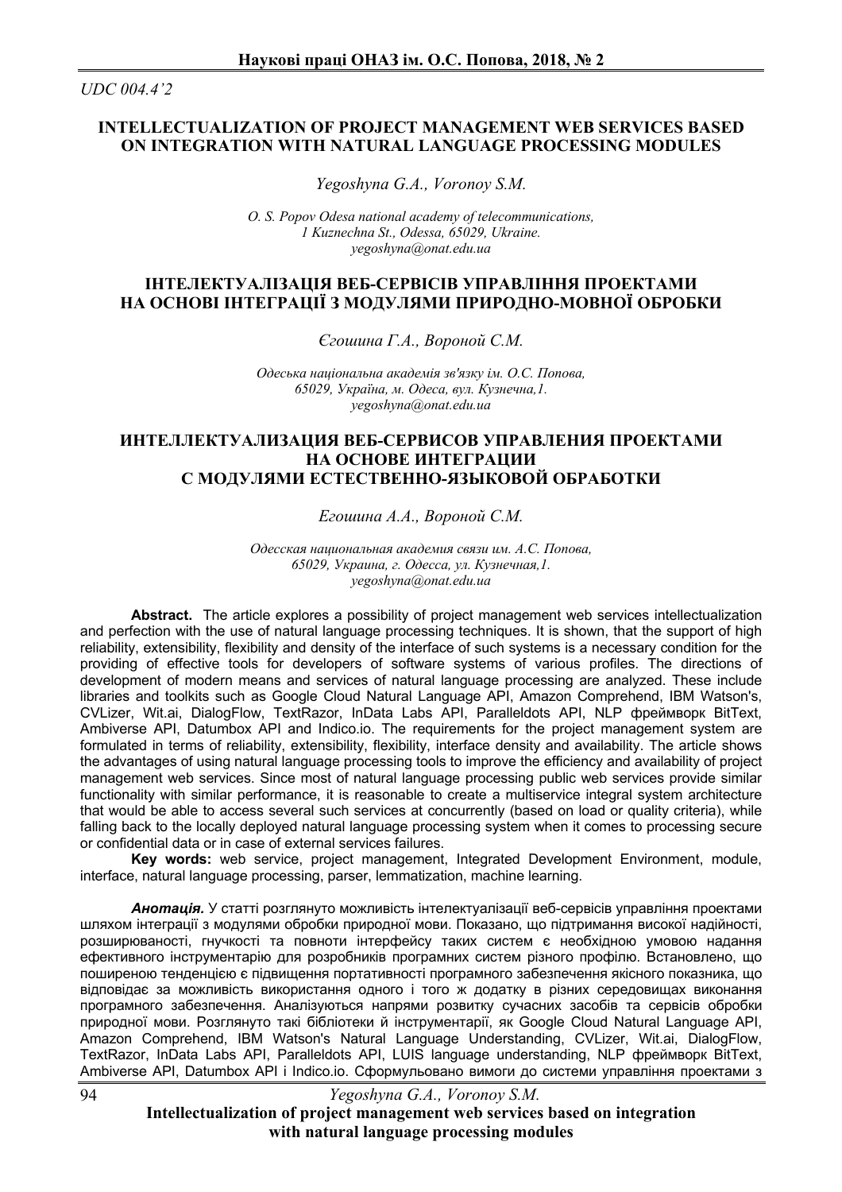*UDC 004.4'2*

## INTELLECTUALIZATION OF PROJECT MANAGEMENT WEB SERVICES BASED ON INTEGRATION WITH NATURAL LANGUAGE PROCESSING MODULES

*Yegoshyna G.A., Voronoy S.M.*

*O. S. Popov Odesa national academy of telecommunications,*
*1 Kuznechna St., Odessa, 65029, Ukraine.*
*yegoshyna@onat.edu.ua*

## ІНТЕЛЕКТУАЛІЗАЦІЯ ВЕБ-СЕРВІСІВ УПРАВЛІННЯ ПРОЕКТАМИ НА ОСНОВІ ІНТЕГРАЦІЇ З МОДУЛЯМИ ПРИРОДНО-МОВНОЇ ОБРОБКИ

*Єгошина Г.А., Вороной С.М.*

*Одеська національна академія зв'язку ім. О.С. Попова,*
*65029, Україна, м. Одеса, вул. Кузнечна,1.*
*yegoshyna@onat.edu.ua*

## ИНТЕЛЛЕКТУАЛИЗАЦИЯ ВЕБ-СЕРВИСОВ УПРАВЛЕНИЯ ПРОЕКТАМИ НА ОСНОВЕ ИНТЕГРАЦИИ С МОДУЛЯМИ ЕСТЕСТВЕННО-ЯЗЫКОВОЙ ОБРАБОТКИ

*Егошина А.А., Вороной С.М.*

*Одесская национальная академия связи им. А.С. Попова,*
*65029, Украина, г. Одесса, ул. Кузнечная,1.*
*yegoshyna@onat.edu.ua*

**Abstract.** The article explores a possibility of project management web services intellectualization and perfection with the use of natural language processing techniques. It is shown, that the support of high reliability, extensibility, flexibility and density of the interface of such systems is a necessary condition for the providing of effective tools for developers of software systems of various profiles. The directions of development of modern means and services of natural language processing are analyzed. These include libraries and toolkits such as Google Cloud Natural Language API, Amazon Comprehend, IBM Watson's, CVLizer, Wit.ai, DialogFlow, TextRazor, InData Labs API, Paralleldots API, NLP фреймворк BitText, Ambiverse API, Datumbox API and Indico.io. The requirements for the project management system are formulated in terms of reliability, extensibility, flexibility, interface density and availability. The article shows the advantages of using natural language processing tools to improve the efficiency and availability of project management web services. Since most of natural language processing public web services provide similar functionality with similar performance, it is reasonable to create a multiservice integral system architecture that would be able to access several such services at concurrently (based on load or quality criteria), while falling back to the locally deployed natural language processing system when it comes to processing secure or confidential data or in case of external services failures.

**Key words:** web service, project management, Integrated Development Environment, module, interface, natural language processing, parser, lemmatization, machine learning.

***Анотація.*** У статті розглянуто можливість інтелектуалізації веб-сервісів управління проектами шляхом інтеграції з модулями обробки природної мови. Показано, що підтримання високої надійності, розширюваності, гнучкості та повноти інтерфейсу таких систем є необхідною умовою надання ефективного інструментарію для розробників програмних систем різного профілю. Встановлено, що поширеною тенденцією є підвищення портативності програмного забезпечення якісного показника, що відповідає за можливість використання одного і того ж додатку в різних середовищах виконання програмного забезпечення. Аналізуються напрями розвитку сучасних засобів та сервісів обробки природної мови. Розглянуто такі бібліотеки й інструментарії, як Google Cloud Natural Language API, Amazon Comprehend, IBM Watson's Natural Language Understanding, CVLizer, Wit.ai, DialogFlow, TextRazor, InData Labs API, Paralleldots API, LUIS language understanding, NLP фреймворк BitText, Ambiverse API, Datumbox API і Indico.io. Сформульовано вимоги до системи управління проектами з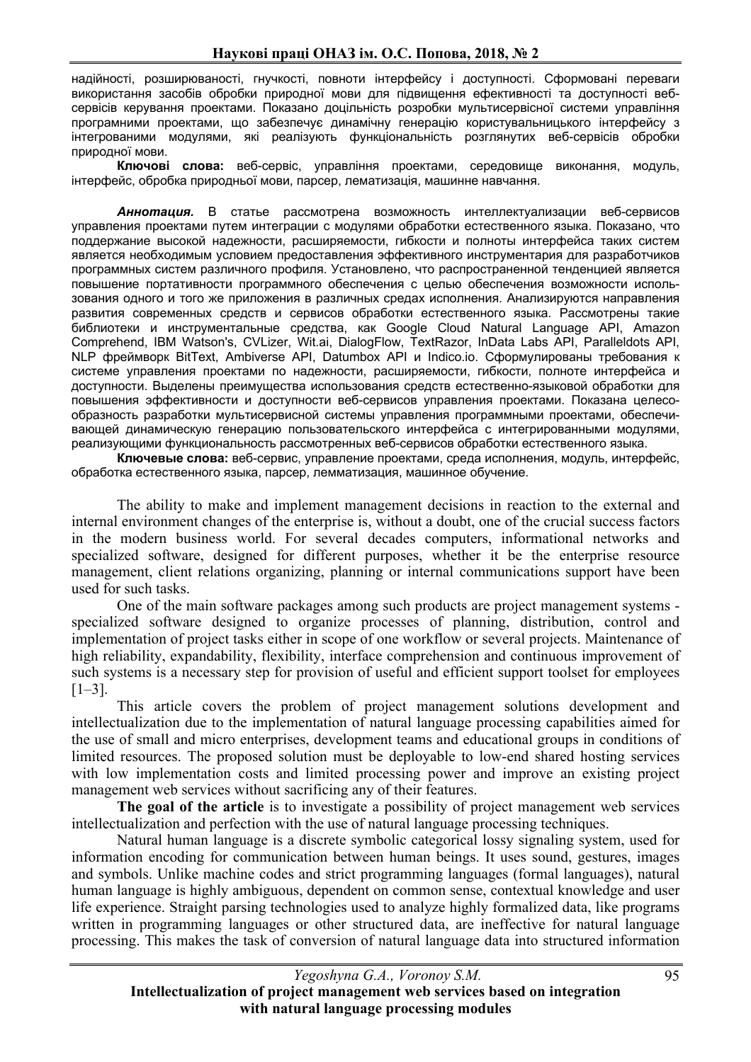надійності, розширюваності, гнучкості, повноти інтерфейсу і доступності. Сформовані переваги використання засобів обробки природної мови для підвищення ефективності та доступності веб-сервісів керування проектами. Показано доцільність розробки мультисервісної системи управління програмними проектами, що забезпечує динамічну генерацію користувальницького інтерфейсу з інтегрованими модулями, які реалізують функціональність розглянутих веб-сервісів обробки природної мови.

**Ключові слова:** веб-сервіс, управління проектами, середовище виконання, модуль, інтерфейс, обробка природньої мови, парсер, лематизація, машинне навчання.

***Аннотация.*** В статье рассмотрена возможность интеллектуализации веб-сервисов управления проектами путем интеграции с модулями обработки естественного языка. Показано, что поддержание высокой надежности, расширяемости, гибкости и полноты интерфейса таких систем является необходимым условием предоставления эффективного инструментария для разработчиков программных систем различного профиля. Установлено, что распространенной тенденцией является повышение портативности программного обеспечения с целью обеспечения возможности использования одного и того же приложения в различных средах исполнения. Анализируются направления развития современных средств и сервисов обработки естественного языка. Рассмотрены такие библиотеки и инструментальные средства, как Google Cloud Natural Language API, Amazon Comprehend, IBM Watson's, CVLizer, Wit.ai, DialogFlow, TextRazor, InData Labs API, Paralleldots API, NLP фреймворк BitText, Ambiverse API, Datumbox API и Indico.io. Сформулированы требования к системе управления проектами по надежности, расширяемости, гибкости, полноте интерфейса и доступности. Выделены преимущества использования средств естественно-языковой обработки для повышения эффективности и доступности веб-сервисов управления проектами. Показана целесообразность разработки мультисервисной системы управления программными проектами, обеспечивающей динамическую генерацию пользовательского интерфейса с интегрированными модулями, реализующими функциональность рассмотренных веб-сервисов обработки естественного языка.

**Ключевые слова:** веб-сервис, управление проектами, среда исполнения, модуль, интерфейс, обработка естественного языка, парсер, лемматизация, машинное обучение.

The ability to make and implement management decisions in reaction to the external and internal environment changes of the enterprise is, without a doubt, one of the crucial success factors in the modern business world. For several decades computers, informational networks and specialized software, designed for different purposes, whether it be the enterprise resource management, client relations organizing, planning or internal communications support have been used for such tasks.

One of the main software packages among such products are project management systems - specialized software designed to organize processes of planning, distribution, control and implementation of project tasks either in scope of one workflow or several projects. Maintenance of high reliability, expandability, flexibility, interface comprehension and continuous improvement of such systems is a necessary step for provision of useful and efficient support toolset for employees [1–3].

This article covers the problem of project management solutions development and intellectualization due to the implementation of natural language processing capabilities aimed for the use of small and micro enterprises, development teams and educational groups in conditions of limited resources. The proposed solution must be deployable to low-end shared hosting services with low implementation costs and limited processing power and improve an existing project management web services without sacrificing any of their features.

**The goal of the article** is to investigate a possibility of project management web services intellectualization and perfection with the use of natural language processing techniques.

Natural human language is a discrete symbolic categorical lossy signaling system, used for information encoding for communication between human beings. It uses sound, gestures, images and symbols. Unlike machine codes and strict programming languages (formal languages), natural human language is highly ambiguous, dependent on common sense, contextual knowledge and user life experience. Straight parsing technologies used to analyze highly formalized data, like programs written in programming languages or other structured data, are ineffective for natural language processing. This makes the task of conversion of natural language data into structured information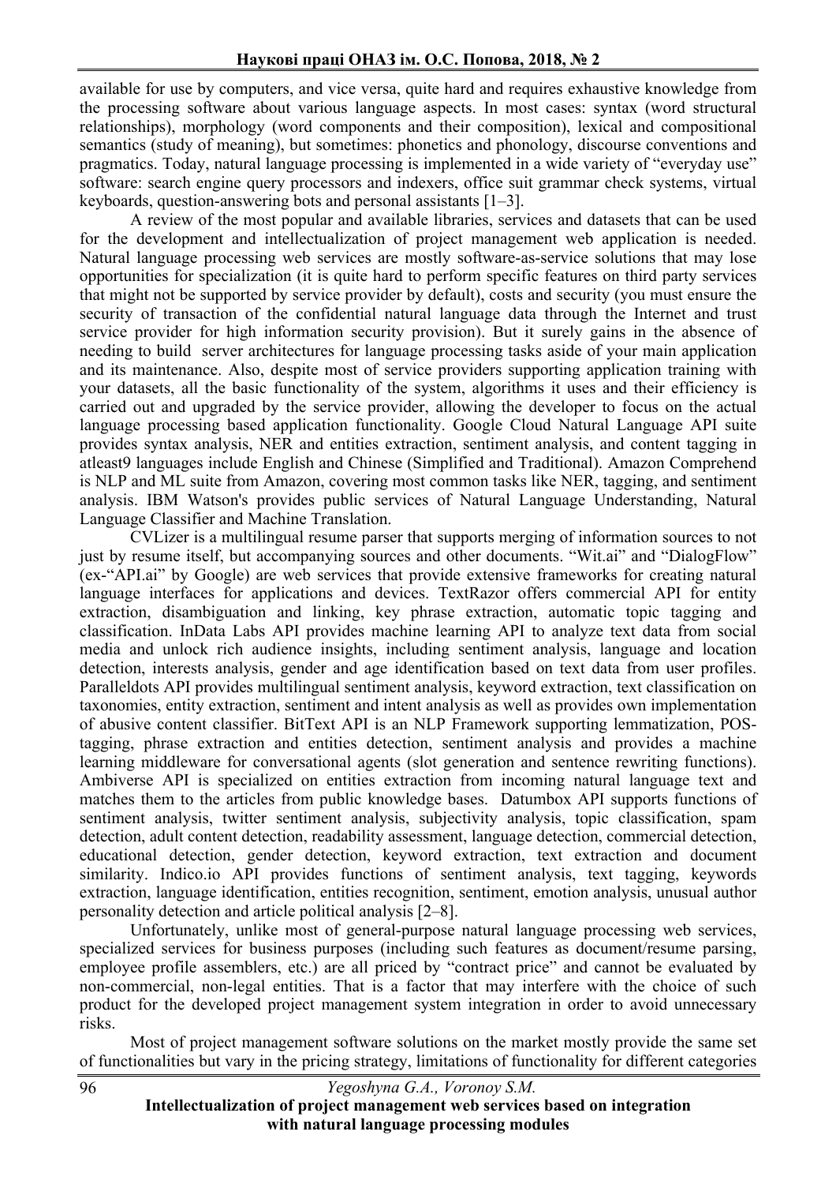available for use by computers, and vice versa, quite hard and requires exhaustive knowledge from the processing software about various language aspects. In most cases: syntax (word structural relationships), morphology (word components and their composition), lexical and compositional semantics (study of meaning), but sometimes: phonetics and phonology, discourse conventions and pragmatics. Today, natural language processing is implemented in a wide variety of "everyday use" software: search engine query processors and indexers, office suit grammar check systems, virtual keyboards, question-answering bots and personal assistants [1–3].

A review of the most popular and available libraries, services and datasets that can be used for the development and intellectualization of project management web application is needed. Natural language processing web services are mostly software-as-service solutions that may lose opportunities for specialization (it is quite hard to perform specific features on third party services that might not be supported by service provider by default), costs and security (you must ensure the security of transaction of the confidential natural language data through the Internet and trust service provider for high information security provision). But it surely gains in the absence of needing to build server architectures for language processing tasks aside of your main application and its maintenance. Also, despite most of service providers supporting application training with your datasets, all the basic functionality of the system, algorithms it uses and their efficiency is carried out and upgraded by the service provider, allowing the developer to focus on the actual language processing based application functionality. Google Cloud Natural Language API suite provides syntax analysis, NER and entities extraction, sentiment analysis, and content tagging in atleast9 languages include English and Chinese (Simplified and Traditional). Amazon Comprehend is NLP and ML suite from Amazon, covering most common tasks like NER, tagging, and sentiment analysis. IBM Watson's provides public services of Natural Language Understanding, Natural Language Classifier and Machine Translation.

CVLizer is a multilingual resume parser that supports merging of information sources to not just by resume itself, but accompanying sources and other documents. "Wit.ai" and "DialogFlow" (ex-"API.ai" by Google) are web services that provide extensive frameworks for creating natural language interfaces for applications and devices. TextRazor offers commercial API for entity extraction, disambiguation and linking, key phrase extraction, automatic topic tagging and classification. InData Labs API provides machine learning API to analyze text data from social media and unlock rich audience insights, including sentiment analysis, language and location detection, interests analysis, gender and age identification based on text data from user profiles. Paralleldots API provides multilingual sentiment analysis, keyword extraction, text classification on taxonomies, entity extraction, sentiment and intent analysis as well as provides own implementation of abusive content classifier. BitText API is an NLP Framework supporting lemmatization, POS-tagging, phrase extraction and entities detection, sentiment analysis and provides a machine learning middleware for conversational agents (slot generation and sentence rewriting functions). Ambiverse API is specialized on entities extraction from incoming natural language text and matches them to the articles from public knowledge bases. Datumbox API supports functions of sentiment analysis, twitter sentiment analysis, subjectivity analysis, topic classification, spam detection, adult content detection, readability assessment, language detection, commercial detection, educational detection, gender detection, keyword extraction, text extraction and document similarity. Indico.io API provides functions of sentiment analysis, text tagging, keywords extraction, language identification, entities recognition, sentiment, emotion analysis, unusual author personality detection and article political analysis [2–8].

Unfortunately, unlike most of general-purpose natural language processing web services, specialized services for business purposes (including such features as document/resume parsing, employee profile assemblers, etc.) are all priced by "contract price" and cannot be evaluated by non-commercial, non-legal entities. That is a factor that may interfere with the choice of such product for the developed project management system integration in order to avoid unnecessary risks.

Most of project management software solutions on the market mostly provide the same set of functionalities but vary in the pricing strategy, limitations of functionality for different categories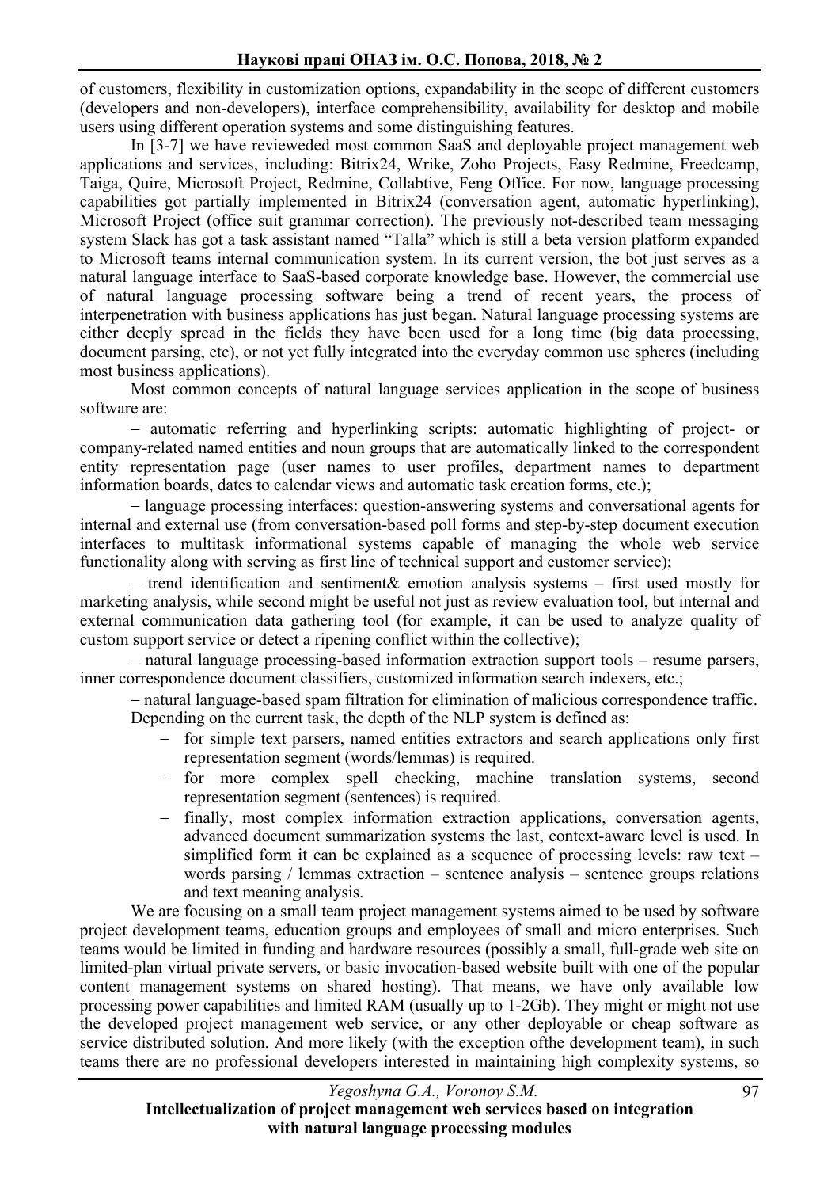of customers, flexibility in customization options, expandability in the scope of different customers (developers and non-developers), interface comprehensibility, availability for desktop and mobile users using different operation systems and some distinguishing features.

In [3-7] we have revieweded most common SaaS and deployable project management web applications and services, including: Bitrix24, Wrike, Zoho Projects, Easy Redmine, Freedcamp, Taiga, Quire, Microsoft Project, Redmine, Collabtive, Feng Office. For now, language processing capabilities got partially implemented in Bitrix24 (conversation agent, automatic hyperlinking), Microsoft Project (office suit grammar correction). The previously not-described team messaging system Slack has got a task assistant named "Talla" which is still a beta version platform expanded to Microsoft teams internal communication system. In its current version, the bot just serves as a natural language interface to SaaS-based corporate knowledge base. However, the commercial use of natural language processing software being a trend of recent years, the process of interpenetration with business applications has just began. Natural language processing systems are either deeply spread in the fields they have been used for a long time (big data processing, document parsing, etc), or not yet fully integrated into the everyday common use spheres (including most business applications).

Most common concepts of natural language services application in the scope of business software are:

– automatic referring and hyperlinking scripts: automatic highlighting of project- or company-related named entities and noun groups that are automatically linked to the correspondent entity representation page (user names to user profiles, department names to department information boards, dates to calendar views and automatic task creation forms, etc.);

– language processing interfaces: question-answering systems and conversational agents for internal and external use (from conversation-based poll forms and step-by-step document execution interfaces to multitask informational systems capable of managing the whole web service functionality along with serving as first line of technical support and customer service);

– trend identification and sentiment& emotion analysis systems – first used mostly for marketing analysis, while second might be useful not just as review evaluation tool, but internal and external communication data gathering tool (for example, it can be used to analyze quality of custom support service or detect a ripening conflict within the collective);

– natural language processing-based information extraction support tools – resume parsers, inner correspondence document classifiers, customized information search indexers, etc.;

– natural language-based spam filtration for elimination of malicious correspondence traffic.

Depending on the current task, the depth of the NLP system is defined as:

- for simple text parsers, named entities extractors and search applications only first representation segment (words/lemmas) is required.
- for more complex spell checking, machine translation systems, second representation segment (sentences) is required.
- finally, most complex information extraction applications, conversation agents, advanced document summarization systems the last, context-aware level is used. In simplified form it can be explained as a sequence of processing levels: raw text – words parsing / lemmas extraction – sentence analysis – sentence groups relations and text meaning analysis.

We are focusing on a small team project management systems aimed to be used by software project development teams, education groups and employees of small and micro enterprises. Such teams would be limited in funding and hardware resources (possibly a small, full-grade web site on limited-plan virtual private servers, or basic invocation-based website built with one of the popular content management systems on shared hosting). That means, we have only available low processing power capabilities and limited RAM (usually up to 1-2Gb). They might or might not use the developed project management web service, or any other deployable or cheap software as service distributed solution. And more likely (with the exception ofthe development team), in such teams there are no professional developers interested in maintaining high complexity systems, so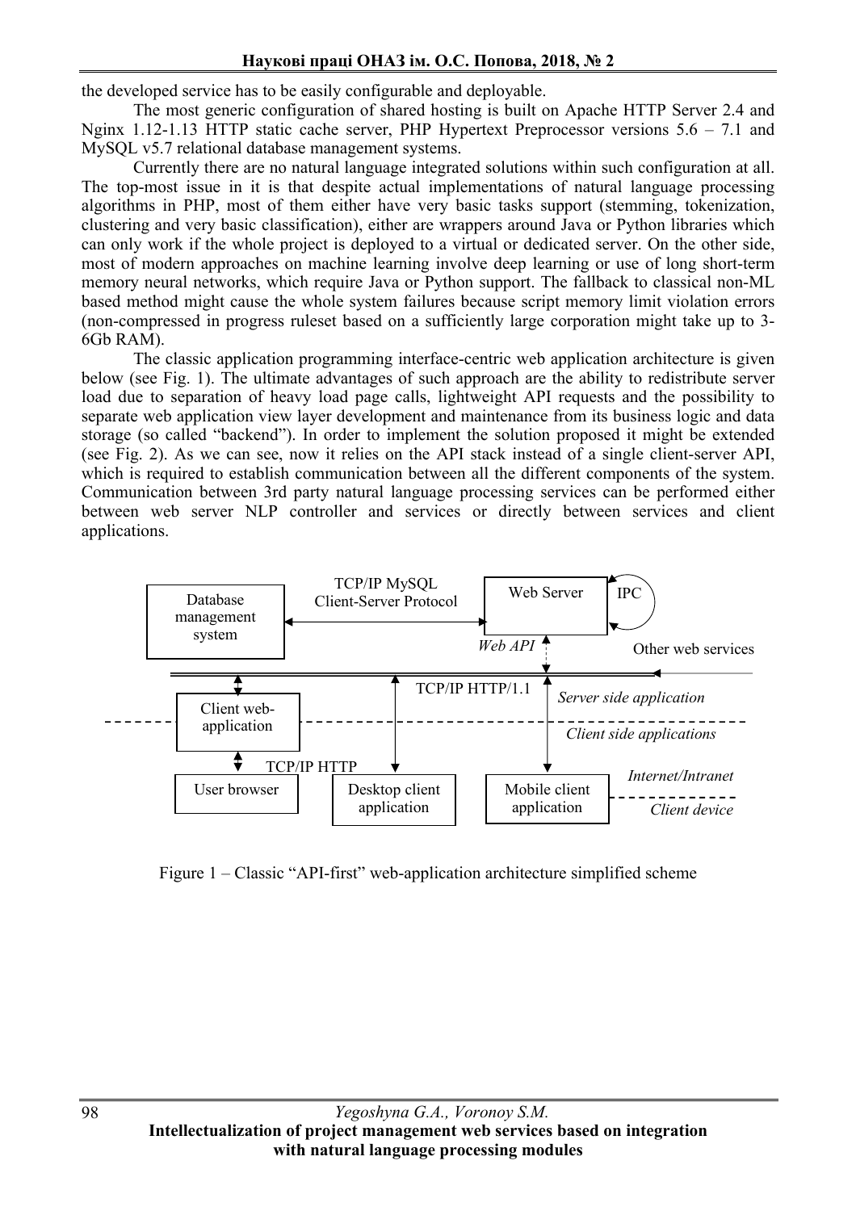the developed service has to be easily configurable and deployable.

The most generic configuration of shared hosting is built on Apache HTTP Server 2.4 and Nginx 1.12-1.13 HTTP static cache server, PHP Hypertext Preprocessor versions 5.6 – 7.1 and MySQL v5.7 relational database management systems.

Currently there are no natural language integrated solutions within such configuration at all. The top-most issue in it is that despite actual implementations of natural language processing algorithms in PHP, most of them either have very basic tasks support (stemming, tokenization, clustering and very basic classification), either are wrappers around Java or Python libraries which can only work if the whole project is deployed to a virtual or dedicated server. On the other side, most of modern approaches on machine learning involve deep learning or use of long short-term memory neural networks, which require Java or Python support. The fallback to classical non-ML based method might cause the whole system failures because script memory limit violation errors (non-compressed in progress ruleset based on a sufficiently large corporation might take up to 3-6Gb RAM).

The classic application programming interface-centric web application architecture is given below (see Fig. 1). The ultimate advantages of such approach are the ability to redistribute server load due to separation of heavy load page calls, lightweight API requests and the possibility to separate web application view layer development and maintenance from its business logic and data storage (so called "backend"). In order to implement the solution proposed it might be extended (see Fig. 2). As we can see, now it relies on the API stack instead of a single client-server API, which is required to establish communication between all the different components of the system. Communication between 3rd party natural language processing services can be performed either between web server NLP controller and services or directly between services and client applications.

Figure 1 – Classic "API-first" web-application architecture simplified scheme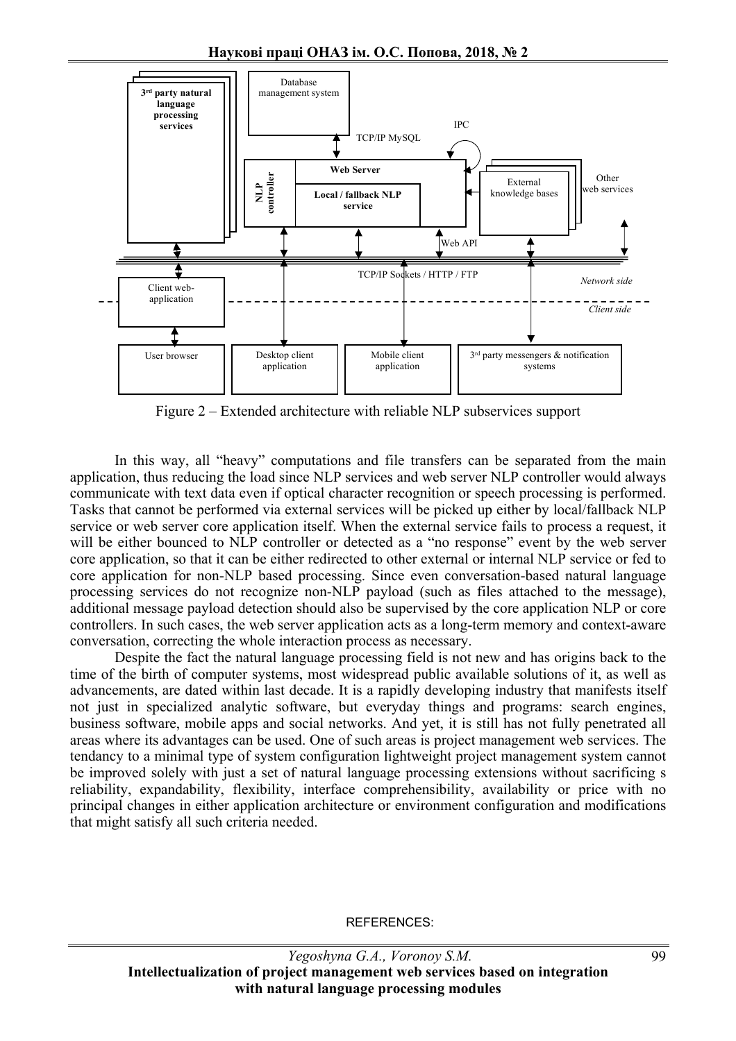Figure 2 – Extended architecture with reliable NLP subservices support

In this way, all “heavy” computations and file transfers can be separated from the main application, thus reducing the load since NLP services and web server NLP controller would always communicate with text data even if optical character recognition or speech processing is performed. Tasks that cannot be performed via external services will be picked up either by local/fallback NLP service or web server core application itself. When the external service fails to process a request, it will be either bounced to NLP controller or detected as a “no response” event by the web server core application, so that it can be either redirected to other external or internal NLP service or fed to core application for non-NLP based processing. Since even conversation-based natural language processing services do not recognize non-NLP payload (such as files attached to the message), additional message payload detection should also be supervised by the core application NLP or core controllers. In such cases, the web server application acts as a long-term memory and context-aware conversation, correcting the whole interaction process as necessary.

Despite the fact the natural language processing field is not new and has origins back to the time of the birth of computer systems, most widespread public available solutions of it, as well as advancements, are dated within last decade. It is a rapidly developing industry that manifests itself not just in specialized analytic software, but everyday things and programs: search engines, business software, mobile apps and social networks. And yet, it is still has not fully penetrated all areas where its advantages can be used. One of such areas is project management web services. The tendancy to a minimal type of system configuration lightweight project management system cannot be improved solely with just a set of natural language processing extensions without sacrificing s reliability, expandability, flexibility, interface comprehensibility, availability or price with no principal changes in either application architecture or environment configuration and modifications that might satisfy all such criteria needed.

REFERENCES: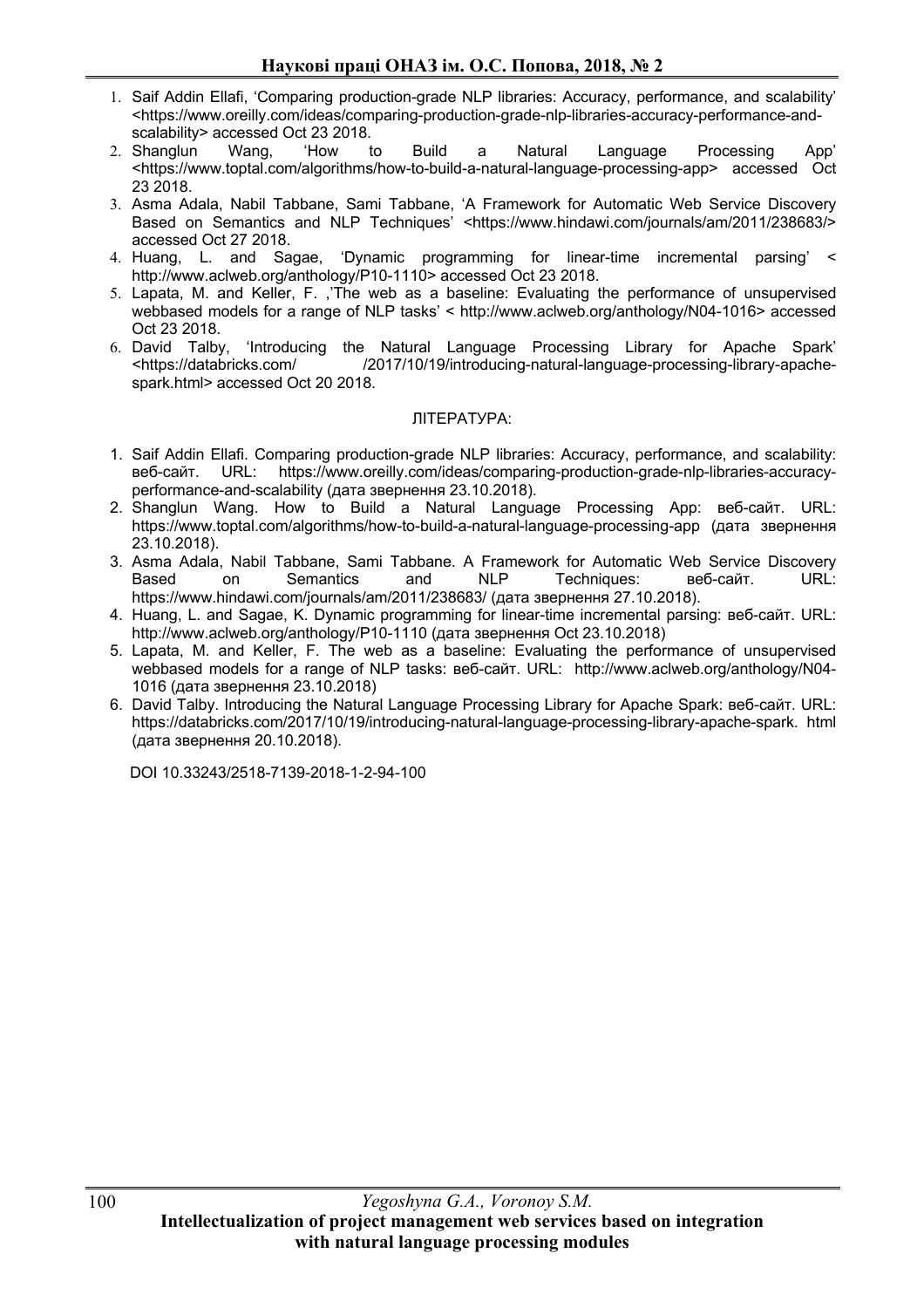1. Saif Addin Ellafi, 'Comparing production-grade NLP libraries: Accuracy, performance, and scalability' <https://www.oreilly.com/ideas/comparing-production-grade-nlp-libraries-accuracy-performance-and-scalability> accessed Oct 23 2018.
2. Shanglun Wang, 'How to Build a Natural Language Processing App' <https://www.toptal.com/algorithms/how-to-build-a-natural-language-processing-app> accessed Oct 23 2018.
3. Asma Adala, Nabil Tabbane, Sami Tabbane, 'A Framework for Automatic Web Service Discovery Based on Semantics and NLP Techniques' <https://www.hindawi.com/journals/am/2011/238683/> accessed Oct 27 2018.
4. Huang, L. and Sagae, 'Dynamic programming for linear-time incremental parsing' < http://www.aclweb.org/anthology/P10-1110> accessed Oct 23 2018.
5. Lapata, M. and Keller, F. ,'The web as a baseline: Evaluating the performance of unsupervised webbased models for a range of NLP tasks' < http://www.aclweb.org/anthology/N04-1016> accessed Oct 23 2018.
6. David Talby, 'Introducing the Natural Language Processing Library for Apache Spark' <https://databricks.com/ /2017/10/19/introducing-natural-language-processing-library-apache-spark.html> accessed Oct 20 2018.

ЛІТЕРАТУРА:

1. Saif Addin Ellafi. Comparing production-grade NLP libraries: Accuracy, performance, and scalability: веб-сайт. URL: https://www.oreilly.com/ideas/comparing-production-grade-nlp-libraries-accuracy-performance-and-scalability (дата звернення 23.10.2018).
2. Shanglun Wang. How to Build a Natural Language Processing App: веб-сайт. URL: https://www.toptal.com/algorithms/how-to-build-a-natural-language-processing-app (дата звернення 23.10.2018).
3. Asma Adala, Nabil Tabbane, Sami Tabbane. A Framework for Automatic Web Service Discovery Based on Semantics and NLP Techniques: веб-сайт. URL: https://www.hindawi.com/journals/am/2011/238683/ (дата звернення 27.10.2018).
4. Huang, L. and Sagae, K. Dynamic programming for linear-time incremental parsing: веб-сайт. URL: http://www.aclweb.org/anthology/P10-1110 (дата звернення Oct 23.10.2018)
5. Lapata, M. and Keller, F. The web as a baseline: Evaluating the performance of unsupervised webbased models for a range of NLP tasks: веб-сайт. URL: http://www.aclweb.org/anthology/N04-1016 (дата звернення 23.10.2018)
6. David Talby. Introducing the Natural Language Processing Library for Apache Spark: веб-сайт. URL: https://databricks.com/2017/10/19/introducing-natural-language-processing-library-apache-spark. html (дата звернення 20.10.2018).

DOI 10.33243/2518-7139-2018-1-2-94-100